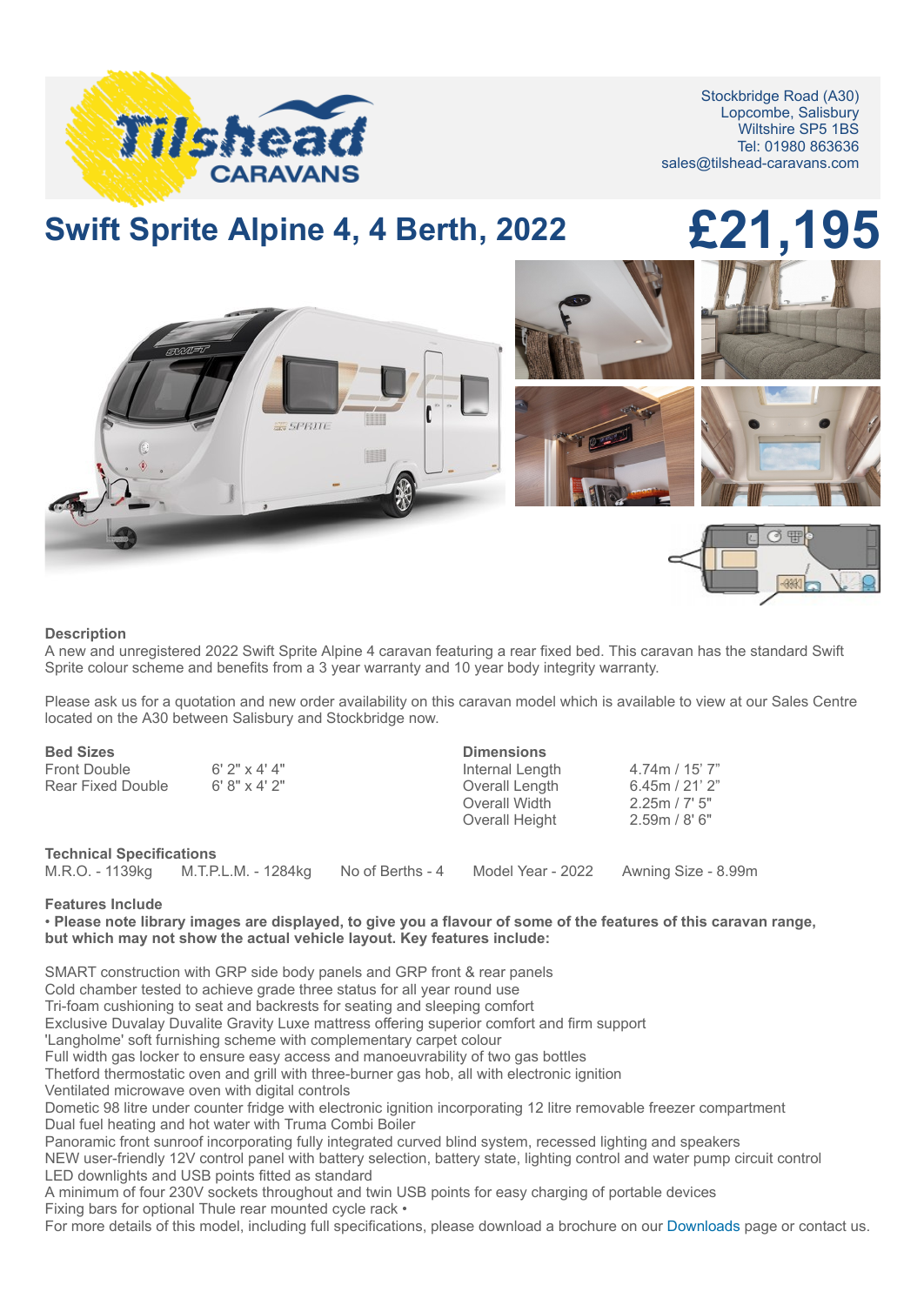Stockbridge Road (A30)
Lopcombe, Salisbury
Wiltshire SP5 1BS
Tel: 01980 863636
sales@tilshead-caravans.com

# Swift Sprite Alpine 4, 4 Berth, 2022

## £21,195

### Description

A new and unregistered 2022 Swift Sprite Alpine 4 caravan featuring a rear fixed bed. This caravan has the standard Swift Sprite colour scheme and benefits from a 3 year warranty and 10 year body integrity warranty.

Please ask us for a quotation and new order availability on this caravan model which is available to view at our Sales Centre located on the A30 between Salisbury and Stockbridge now.

### Bed Sizes

| | |
|---|---|
| Front Double | 6' 2" x 4' 4" |
| Rear Fixed Double | 6' 8" x 4' 2" |

### Dimensions

| | |
|---|---|
| Internal Length | 4.74m / 15' 7" |
| Overall Length | 6.45m / 21' 2" |
| Overall Width | 2.25m / 7' 5" |
| Overall Height | 2.59m / 8' 6" |

### Technical Specifications

M.R.O. - 1139kg    M.T.P.L.M. - 1284kg    No of Berths - 4    Model Year - 2022    Awning Size - 8.99m

### Features Include

**• Please note library images are displayed, to give you a flavour of some of the features of this caravan range, but which may not show the actual vehicle layout. Key features include:**

SMART construction with GRP side body panels and GRP front & rear panels
Cold chamber tested to achieve grade three status for all year round use
Tri-foam cushioning to seat and backrests for seating and sleeping comfort
Exclusive Duvalay Duvalite Gravity Luxe mattress offering superior comfort and firm support
'Langholme' soft furnishing scheme with complementary carpet colour
Full width gas locker to ensure easy access and manoeuvrability of two gas bottles
Thetford thermostatic oven and grill with three-burner gas hob, all with electronic ignition
Ventilated microwave oven with digital controls
Dometic 98 litre under counter fridge with electronic ignition incorporating 12 litre removable freezer compartment
Dual fuel heating and hot water with Truma Combi Boiler
Panoramic front sunroof incorporating fully integrated curved blind system, recessed lighting and speakers
NEW user-friendly 12V control panel with battery selection, battery state, lighting control and water pump circuit control
LED downlights and USB points fitted as standard
A minimum of four 230V sockets throughout and twin USB points for easy charging of portable devices
Fixing bars for optional Thule rear mounted cycle rack •
For more details of this model, including full specifications, please download a brochure on our Downloads page or contact us.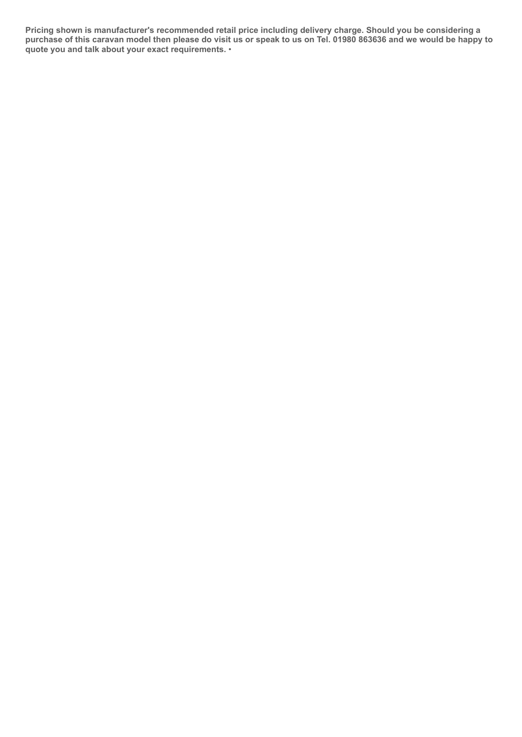**Pricing shown is manufacturer's recommended retail price including delivery charge. Should you be considering a purchase of this caravan model then please do visit us or speak to us on Tel. 01980 863636 and we would be happy to quote you and talk about your exact requirements.** •